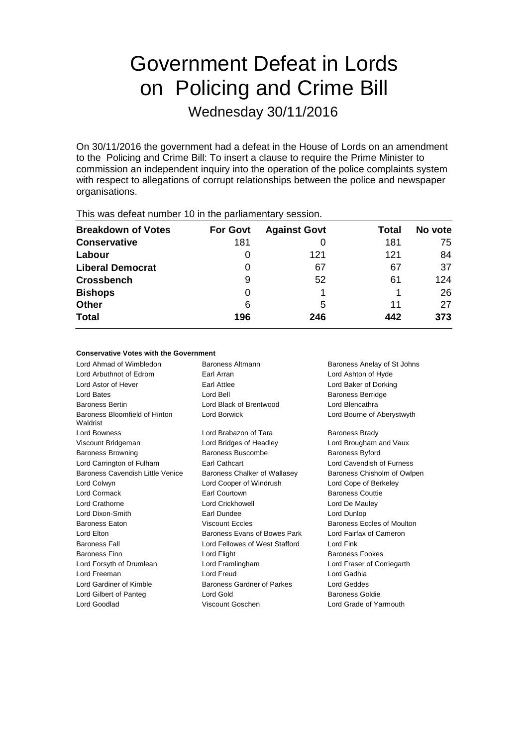# Government Defeat in Lords on Policing and Crime Bill

Wednesday 30/11/2016

On 30/11/2016 the government had a defeat in the House of Lords on an amendment to the Policing and Crime Bill: To insert a clause to require the Prime Minister to commission an independent inquiry into the operation of the police complaints system with respect to allegations of corrupt relationships between the police and newspaper organisations.

This was defeat number 10 in the parliamentary session.

| Breakdown of Votes | For Govt | Against Govt | Total | No vote |
|---|---|---|---|---|
| **Conservative** | 181 | 0 | 181 | 75 |
| **Labour** | 0 | 121 | 121 | 84 |
| **Liberal Democrat** | 0 | 67 | 67 | 37 |
| **Crossbench** | 9 | 52 | 61 | 124 |
| **Bishops** | 0 | 1 | 1 | 26 |
| **Other** | 6 | 5 | 11 | 27 |
| **Total** | **196** | **246** | **442** | **373** |

**Conservative Votes with the Government**

| | | |
|---|---|---|
| Lord Ahmad of Wimbledon | Baroness Altmann | Baroness Anelay of St Johns |
| Lord Arbuthnot of Edrom | Earl Arran | Lord Ashton of Hyde |
| Lord Astor of Hever | Earl Attlee | Lord Baker of Dorking |
| Lord Bates | Lord Bell | Baroness Berridge |
| Baroness Bertin | Lord Black of Brentwood | Lord Blencathra |
| Baroness Bloomfield of Hinton Waldrist | Lord Borwick | Lord Bourne of Aberystwyth |
| Lord Bowness | Lord Brabazon of Tara | Baroness Brady |
| Viscount Bridgeman | Lord Bridges of Headley | Lord Brougham and Vaux |
| Baroness Browning | Baroness Buscombe | Baroness Byford |
| Lord Carrington of Fulham | Earl Cathcart | Lord Cavendish of Furness |
| Baroness Cavendish Little Venice | Baroness Chalker of Wallasey | Baroness Chisholm of Owlpen |
| Lord Colwyn | Lord Cooper of Windrush | Lord Cope of Berkeley |
| Lord Cormack | Earl Courtown | Baroness Couttie |
| Lord Crathorne | Lord Crickhowell | Lord De Mauley |
| Lord Dixon-Smith | Earl Dundee | Lord Dunlop |
| Baroness Eaton | Viscount Eccles | Baroness Eccles of Moulton |
| Lord Elton | Baroness Evans of Bowes Park | Lord Fairfax of Cameron |
| Baroness Fall | Lord Fellowes of West Stafford | Lord Fink |
| Baroness Finn | Lord Flight | Baroness Fookes |
| Lord Forsyth of Drumlean | Lord Framlingham | Lord Fraser of Corriegarth |
| Lord Freeman | Lord Freud | Lord Gadhia |
| Lord Gardiner of Kimble | Baroness Gardner of Parkes | Lord Geddes |
| Lord Gilbert of Panteg | Lord Gold | Baroness Goldie |
| Lord Goodlad | Viscount Goschen | Lord Grade of Yarmouth |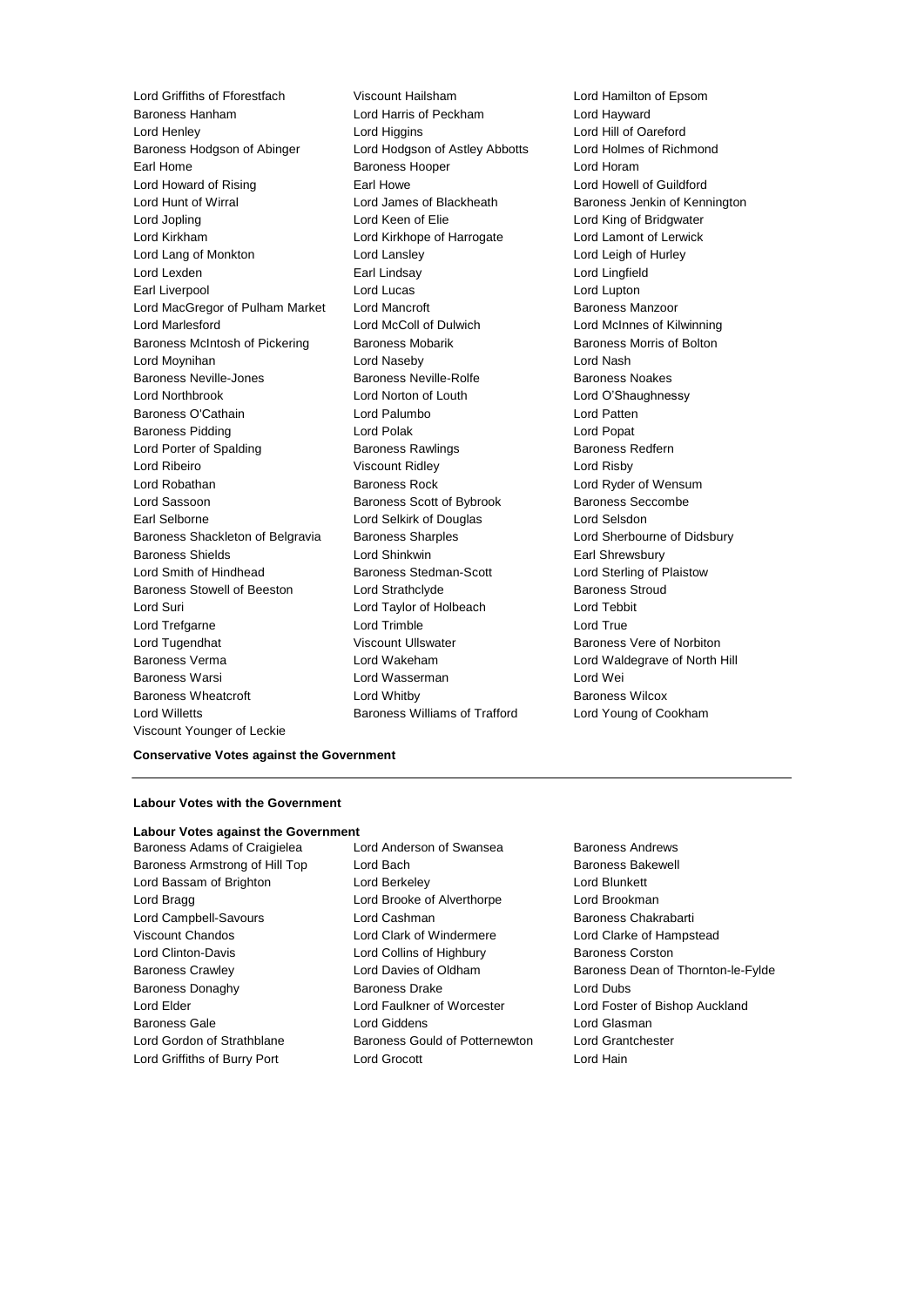Lord Griffiths of Fforestfach
Viscount Hailsham
Lord Hamilton of Epsom
Baroness Hanham
Lord Harris of Peckham
Lord Hayward
Lord Henley
Lord Higgins
Lord Hill of Oareford
Baroness Hodgson of Abinger
Lord Hodgson of Astley Abbotts
Lord Holmes of Richmond
Earl Home
Baroness Hooper
Lord Horam
Lord Howard of Rising
Earl Howe
Lord Howell of Guildford
Lord Hunt of Wirral
Lord James of Blackheath
Baroness Jenkin of Kennington
Lord Jopling
Lord Keen of Elie
Lord King of Bridgwater
Lord Kirkham
Lord Kirkhope of Harrogate
Lord Lamont of Lerwick
Lord Lang of Monkton
Lord Lansley
Lord Leigh of Hurley
Lord Lexden
Earl Lindsay
Lord Lingfield
Earl Liverpool
Lord Lucas
Lord Lupton
Lord MacGregor of Pulham Market
Lord Mancroft
Baroness Manzoor
Lord Marlesford
Lord McColl of Dulwich
Lord McInnes of Kilwinning
Baroness McIntosh of Pickering
Baroness Mobarik
Baroness Morris of Bolton
Lord Moynihan
Lord Naseby
Lord Nash
Baroness Neville-Jones
Baroness Neville-Rolfe
Baroness Noakes
Lord Northbrook
Lord Norton of Louth
Lord O'Shaughnessy
Baroness O'Cathain
Lord Palumbo
Lord Patten
Baroness Pidding
Lord Polak
Lord Popat
Lord Porter of Spalding
Baroness Rawlings
Baroness Redfern
Lord Ribeiro
Viscount Ridley
Lord Risby
Lord Robathan
Baroness Rock
Lord Ryder of Wensum
Lord Sassoon
Baroness Scott of Bybrook
Baroness Seccombe
Earl Selborne
Lord Selkirk of Douglas
Lord Selsdon
Baroness Shackleton of Belgravia
Baroness Sharples
Lord Sherbourne of Didsbury
Baroness Shields
Lord Shinkwin
Earl Shrewsbury
Lord Smith of Hindhead
Baroness Stedman-Scott
Lord Sterling of Plaistow
Baroness Stowell of Beeston
Lord Strathclyde
Baroness Stroud
Lord Suri
Lord Taylor of Holbeach
Lord Tebbit
Lord Trefgarne
Lord Trimble
Lord True
Lord Tugendhat
Viscount Ullswater
Baroness Vere of Norbiton
Baroness Verma
Lord Wakeham
Lord Waldegrave of North Hill
Baroness Warsi
Lord Wasserman
Lord Wei
Baroness Wheatcroft
Lord Whitby
Baroness Wilcox
Lord Willetts
Baroness Williams of Trafford
Lord Young of Cookham
Viscount Younger of Leckie

**Conservative Votes against the Government**

---

**Labour Votes with the Government**

**Labour Votes against the Government**

Baroness Adams of Craigielea
Lord Anderson of Swansea
Baroness Andrews
Baroness Armstrong of Hill Top
Lord Bach
Baroness Bakewell
Lord Bassam of Brighton
Lord Berkeley
Lord Blunkett
Lord Bragg
Lord Brooke of Alverthorpe
Lord Brookman
Lord Campbell-Savours
Lord Cashman
Baroness Chakrabarti
Viscount Chandos
Lord Clark of Windermere
Lord Clarke of Hampstead
Lord Clinton-Davis
Lord Collins of Highbury
Baroness Corston
Baroness Crawley
Lord Davies of Oldham
Baroness Dean of Thornton-le-Fylde
Baroness Donaghy
Baroness Drake
Lord Dubs
Lord Elder
Lord Faulkner of Worcester
Lord Foster of Bishop Auckland
Baroness Gale
Lord Giddens
Lord Glasman
Lord Gordon of Strathblane
Baroness Gould of Potternewton
Lord Grantchester
Lord Griffiths of Burry Port
Lord Grocott
Lord Hain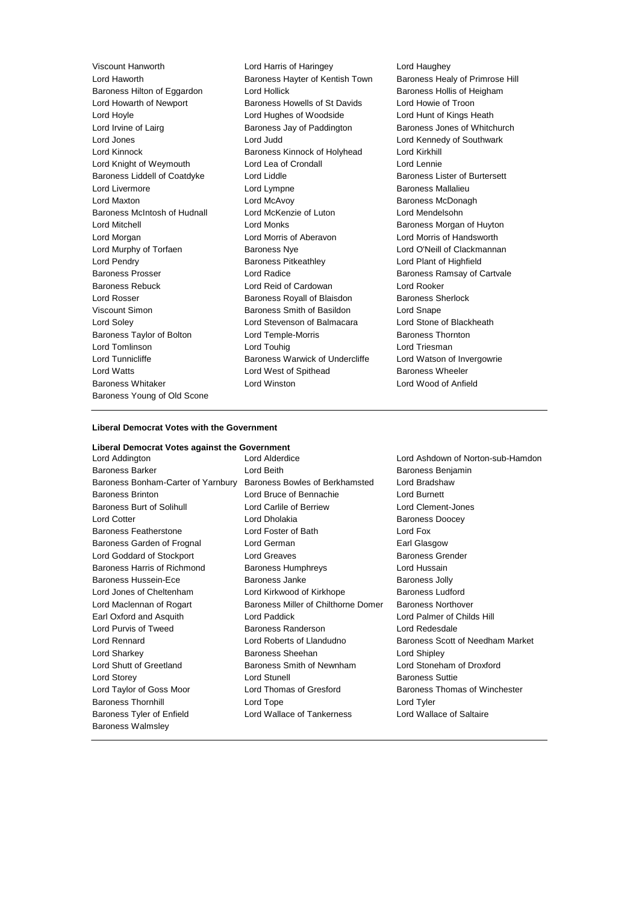Viscount Hanworth
Lord Harris of Haringey
Lord Haughey
Lord Haworth
Baroness Hayter of Kentish Town
Baroness Healy of Primrose Hill
Baroness Hilton of Eggardon
Lord Hollick
Baroness Hollis of Heigham
Lord Howarth of Newport
Baroness Howells of St Davids
Lord Howie of Troon
Lord Hoyle
Lord Hughes of Woodside
Lord Hunt of Kings Heath
Lord Irvine of Lairg
Baroness Jay of Paddington
Baroness Jones of Whitchurch
Lord Jones
Lord Judd
Lord Kennedy of Southwark
Lord Kinnock
Baroness Kinnock of Holyhead
Lord Kirkhill
Lord Knight of Weymouth
Lord Lea of Crondall
Lord Lennie
Baroness Liddell of Coatdyke
Lord Liddle
Baroness Lister of Burtersett
Lord Livermore
Lord Lympne
Baroness Mallalieu
Lord Maxton
Lord McAvoy
Baroness McDonagh
Baroness McIntosh of Hudnall
Lord McKenzie of Luton
Lord Mendelsohn
Lord Mitchell
Lord Monks
Baroness Morgan of Huyton
Lord Morgan
Lord Morris of Aberavon
Lord Morris of Handsworth
Lord Murphy of Torfaen
Baroness Nye
Lord O'Neill of Clackmannan
Lord Pendry
Baroness Pitkeathley
Lord Plant of Highfield
Baroness Prosser
Lord Radice
Baroness Ramsay of Cartvale
Baroness Rebuck
Lord Reid of Cardowan
Lord Rooker
Lord Rosser
Baroness Royall of Blaisdon
Baroness Sherlock
Viscount Simon
Baroness Smith of Basildon
Lord Snape
Lord Soley
Lord Stevenson of Balmacara
Lord Stone of Blackheath
Baroness Taylor of Bolton
Lord Temple-Morris
Baroness Thornton
Lord Tomlinson
Lord Touhig
Lord Triesman
Lord Tunnicliffe
Baroness Warwick of Undercliffe
Lord Watson of Invergowrie
Lord Watts
Lord West of Spithead
Baroness Wheeler
Baroness Whitaker
Lord Winston
Lord Wood of Anfield
Baroness Young of Old Scone

---

**Liberal Democrat Votes with the Government**

**Liberal Democrat Votes against the Government**

Lord Addington
Lord Alderdice
Lord Ashdown of Norton-sub-Hamdon
Baroness Barker
Lord Beith
Baroness Benjamin
Baroness Bonham-Carter of Yarnbury
Baroness Bowles of Berkhamsted
Lord Bradshaw
Baroness Brinton
Lord Bruce of Bennachie
Lord Burnett
Baroness Burt of Solihull
Lord Carlile of Berriew
Lord Clement-Jones
Lord Cotter
Lord Dholakia
Baroness Doocey
Baroness Featherstone
Lord Foster of Bath
Lord Fox
Baroness Garden of Frognal
Lord German
Earl Glasgow
Lord Goddard of Stockport
Lord Greaves
Baroness Grender
Baroness Harris of Richmond
Baroness Humphreys
Lord Hussain
Baroness Hussein-Ece
Baroness Janke
Baroness Jolly
Lord Jones of Cheltenham
Lord Kirkwood of Kirkhope
Baroness Ludford
Lord Maclennan of Rogart
Baroness Miller of Chilthorne Domer
Baroness Northover
Earl Oxford and Asquith
Lord Paddick
Lord Palmer of Childs Hill
Lord Purvis of Tweed
Baroness Randerson
Lord Redesdale
Lord Rennard
Lord Roberts of Llandudno
Baroness Scott of Needham Market
Lord Sharkey
Baroness Sheehan
Lord Shipley
Lord Shutt of Greetland
Baroness Smith of Newnham
Lord Stoneham of Droxford
Lord Storey
Lord Stunell
Baroness Suttie
Lord Taylor of Goss Moor
Lord Thomas of Gresford
Baroness Thomas of Winchester
Baroness Thornhill
Lord Tope
Lord Tyler
Baroness Tyler of Enfield
Lord Wallace of Tankerness
Lord Wallace of Saltaire
Baroness Walmsley

---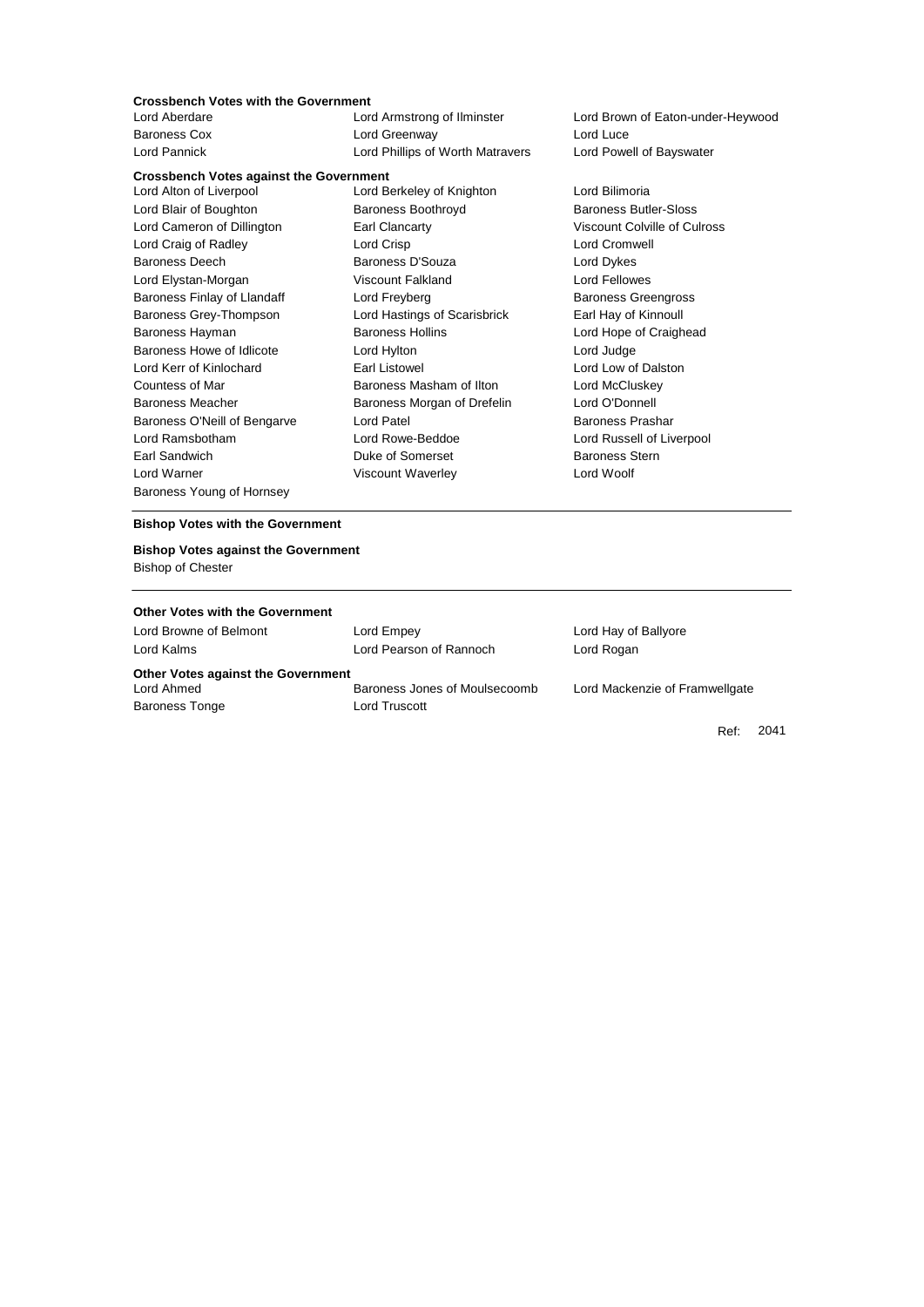**Crossbench Votes with the Government**

Lord Aberdare
Lord Armstrong of Ilminster
Lord Brown of Eaton-under-Heywood
Baroness Cox
Lord Greenway
Lord Luce
Lord Pannick
Lord Phillips of Worth Matravers
Lord Powell of Bayswater

**Crossbench Votes against the Government**

Lord Alton of Liverpool
Lord Berkeley of Knighton
Lord Bilimoria
Lord Blair of Boughton
Baroness Boothroyd
Baroness Butler-Sloss
Lord Cameron of Dillington
Earl Clancarty
Viscount Colville of Culross
Lord Craig of Radley
Lord Crisp
Lord Cromwell
Baroness Deech
Baroness D'Souza
Lord Dykes
Lord Elystan-Morgan
Viscount Falkland
Lord Fellowes
Baroness Finlay of Llandaff
Lord Freyberg
Baroness Greengross
Baroness Grey-Thompson
Lord Hastings of Scarisbrick
Earl Hay of Kinnoull
Baroness Hayman
Baroness Hollins
Lord Hope of Craighead
Baroness Howe of Idlicote
Lord Hylton
Lord Judge
Lord Kerr of Kinlochard
Earl Listowel
Lord Low of Dalston
Countess of Mar
Baroness Masham of Ilton
Lord McCluskey
Baroness Meacher
Baroness Morgan of Drefelin
Lord O'Donnell
Baroness O'Neill of Bengarve
Lord Patel
Baroness Prashar
Lord Ramsbotham
Lord Rowe-Beddoe
Lord Russell of Liverpool
Earl Sandwich
Duke of Somerset
Baroness Stern
Lord Warner
Viscount Waverley
Lord Woolf
Baroness Young of Hornsey

**Bishop Votes with the Government**

**Bishop Votes against the Government**

Bishop of Chester

**Other Votes with the Government**

Lord Browne of Belmont
Lord Empey
Lord Hay of Ballyore
Lord Kalms
Lord Pearson of Rannoch
Lord Rogan

**Other Votes against the Government**

Lord Ahmed
Baroness Jones of Moulsecoomb
Lord Mackenzie of Framwellgate
Baroness Tonge
Lord Truscott

Ref: 2041